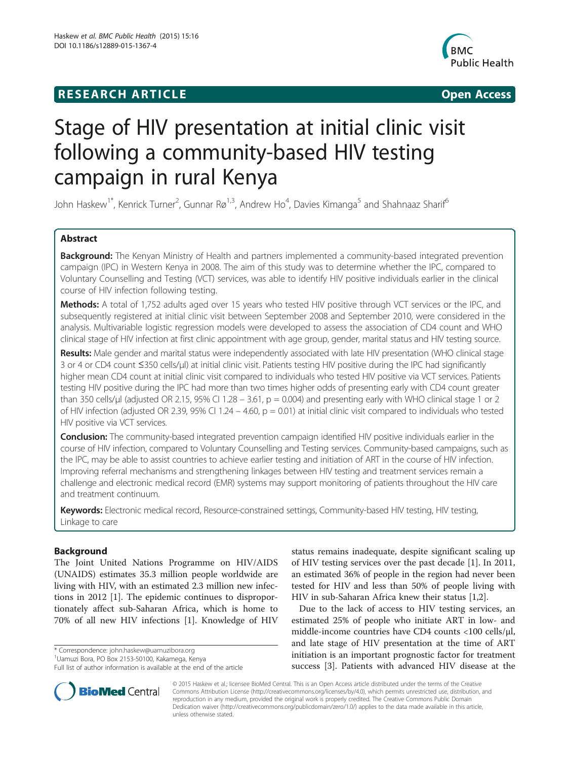**RESEARCH ARTICLE** **Open Access**

# Stage of HIV presentation at initial clinic visit following a community-based HIV testing campaign in rural Kenya

John Haskew[1*], Kenrick Turner[2], Gunnar Rø[1,3], Andrew Ho[4], Davies Kimanga[5] and Shahnaaz Sharif[6]

## Abstract

**Background:** The Kenyan Ministry of Health and partners implemented a community-based integrated prevention campaign (IPC) in Western Kenya in 2008. The aim of this study was to determine whether the IPC, compared to Voluntary Counselling and Testing (VCT) services, was able to identify HIV positive individuals earlier in the clinical course of HIV infection following testing.

**Methods:** A total of 1,752 adults aged over 15 years who tested HIV positive through VCT services or the IPC, and subsequently registered at initial clinic visit between September 2008 and September 2010, were considered in the analysis. Multivariable logistic regression models were developed to assess the association of CD4 count and WHO clinical stage of HIV infection at first clinic appointment with age group, gender, marital status and HIV testing source.

**Results:** Male gender and marital status were independently associated with late HIV presentation (WHO clinical stage 3 or 4 or CD4 count ≤350 cells/μl) at initial clinic visit. Patients testing HIV positive during the IPC had significantly higher mean CD4 count at initial clinic visit compared to individuals who tested HIV positive via VCT services. Patients testing HIV positive during the IPC had more than two times higher odds of presenting early with CD4 count greater than 350 cells/μl (adjusted OR 2.15, 95% CI 1.28 – 3.61, p = 0.004) and presenting early with WHO clinical stage 1 or 2 of HIV infection (adjusted OR 2.39, 95% CI 1.24 – 4.60, p = 0.01) at initial clinic visit compared to individuals who tested HIV positive via VCT services.

**Conclusion:** The community-based integrated prevention campaign identified HIV positive individuals earlier in the course of HIV infection, compared to Voluntary Counselling and Testing services. Community-based campaigns, such as the IPC, may be able to assist countries to achieve earlier testing and initiation of ART in the course of HIV infection. Improving referral mechanisms and strengthening linkages between HIV testing and treatment services remain a challenge and electronic medical record (EMR) systems may support monitoring of patients throughout the HIV care and treatment continuum.

**Keywords:** Electronic medical record, Resource-constrained settings, Community-based HIV testing, HIV testing, Linkage to care

## Background

The Joint United Nations Programme on HIV/AIDS (UNAIDS) estimates 35.3 million people worldwide are living with HIV, with an estimated 2.3 million new infections in 2012 [1]. The epidemic continues to disproportionately affect sub-Saharan Africa, which is home to 70% of all new HIV infections [1]. Knowledge of HIV status remains inadequate, despite significant scaling up of HIV testing services over the past decade [1]. In 2011, an estimated 36% of people in the region had never been tested for HIV and less than 50% of people living with HIV in sub-Saharan Africa knew their status [1,2].

Due to the lack of access to HIV testing services, an estimated 25% of people who initiate ART in low- and middle-income countries have CD4 counts <100 cells/μl, and late stage of HIV presentation at the time of ART initiation is an important prognostic factor for treatment success [3]. Patients with advanced HIV disease at the

\* Correspondence: john.haskew@uamuzibora.org
[1]Uamuzi Bora, PO Box 2153-50100, Kakamega, Kenya
Full list of author information is available at the end of the article

© 2015 Haskew et al.; licensee BioMed Central. This is an Open Access article distributed under the terms of the Creative Commons Attribution License (http://creativecommons.org/licenses/by/4.0), which permits unrestricted use, distribution, and reproduction in any medium, provided the original work is properly credited. The Creative Commons Public Domain Dedication waiver (http://creativecommons.org/publicdomain/zero/1.0/) applies to the data made available in this article, unless otherwise stated.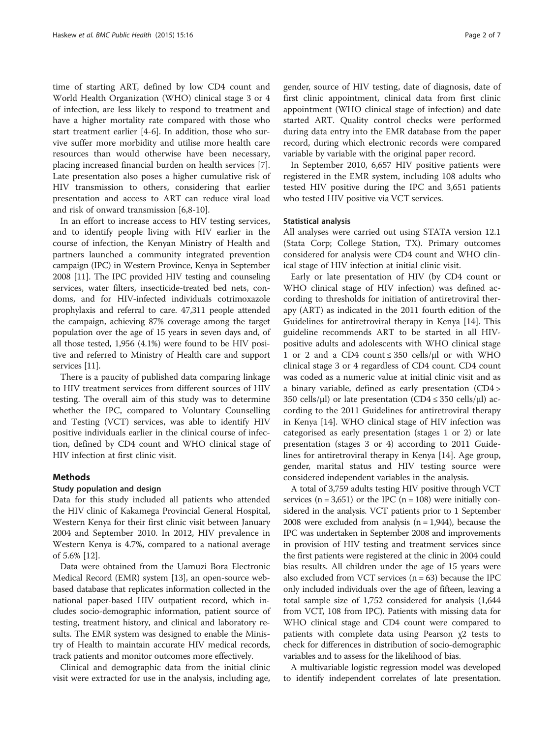time of starting ART, defined by low CD4 count and World Health Organization (WHO) clinical stage 3 or 4 of infection, are less likely to respond to treatment and have a higher mortality rate compared with those who start treatment earlier [4-6]. In addition, those who survive suffer more morbidity and utilise more health care resources than would otherwise have been necessary, placing increased financial burden on health services [7]. Late presentation also poses a higher cumulative risk of HIV transmission to others, considering that earlier presentation and access to ART can reduce viral load and risk of onward transmission [6,8-10].

In an effort to increase access to HIV testing services, and to identify people living with HIV earlier in the course of infection, the Kenyan Ministry of Health and partners launched a community integrated prevention campaign (IPC) in Western Province, Kenya in September 2008 [11]. The IPC provided HIV testing and counseling services, water filters, insecticide-treated bed nets, condoms, and for HIV-infected individuals cotrimoxazole prophylaxis and referral to care. 47,311 people attended the campaign, achieving 87% coverage among the target population over the age of 15 years in seven days and, of all those tested, 1,956 (4.1%) were found to be HIV positive and referred to Ministry of Health care and support services [11].

There is a paucity of published data comparing linkage to HIV treatment services from different sources of HIV testing. The overall aim of this study was to determine whether the IPC, compared to Voluntary Counselling and Testing (VCT) services, was able to identify HIV positive individuals earlier in the clinical course of infection, defined by CD4 count and WHO clinical stage of HIV infection at first clinic visit.

## Methods

### Study population and design

Data for this study included all patients who attended the HIV clinic of Kakamega Provincial General Hospital, Western Kenya for their first clinic visit between January 2004 and September 2010. In 2012, HIV prevalence in Western Kenya is 4.7%, compared to a national average of 5.6% [12].

Data were obtained from the Uamuzi Bora Electronic Medical Record (EMR) system [13], an open-source web-based database that replicates information collected in the national paper-based HIV outpatient record, which includes socio-demographic information, patient source of testing, treatment history, and clinical and laboratory results. The EMR system was designed to enable the Ministry of Health to maintain accurate HIV medical records, track patients and monitor outcomes more effectively.

Clinical and demographic data from the initial clinic visit were extracted for use in the analysis, including age, gender, source of HIV testing, date of diagnosis, date of first clinic appointment, clinical data from first clinic appointment (WHO clinical stage of infection) and date started ART. Quality control checks were performed during data entry into the EMR database from the paper record, during which electronic records were compared variable by variable with the original paper record.

In September 2010, 6,657 HIV positive patients were registered in the EMR system, including 108 adults who tested HIV positive during the IPC and 3,651 patients who tested HIV positive via VCT services.

### Statistical analysis

All analyses were carried out using STATA version 12.1 (Stata Corp; College Station, TX). Primary outcomes considered for analysis were CD4 count and WHO clinical stage of HIV infection at initial clinic visit.

Early or late presentation of HIV (by CD4 count or WHO clinical stage of HIV infection) was defined according to thresholds for initiation of antiretroviral therapy (ART) as indicated in the 2011 fourth edition of the Guidelines for antiretroviral therapy in Kenya [14]. This guideline recommends ART to be started in all HIV-positive adults and adolescents with WHO clinical stage 1 or 2 and a CD4 count $\leq 350$ cells/μl or with WHO clinical stage 3 or 4 regardless of CD4 count. CD4 count was coded as a numeric value at initial clinic visit and as a binary variable, defined as early presentation (CD4 $>$ 350 cells/μl) or late presentation (CD4 $\leq 350$ cells/μl) according to the 2011 Guidelines for antiretroviral therapy in Kenya [14]. WHO clinical stage of HIV infection was categorised as early presentation (stages 1 or 2) or late presentation (stages 3 or 4) according to 2011 Guidelines for antiretroviral therapy in Kenya [14]. Age group, gender, marital status and HIV testing source were considered independent variables in the analysis.

A total of 3,759 adults testing HIV positive through VCT services (n = 3,651) or the IPC (n = 108) were initially considered in the analysis. VCT patients prior to 1 September 2008 were excluded from analysis (n = 1,944), because the IPC was undertaken in September 2008 and improvements in provision of HIV testing and treatment services since the first patients were registered at the clinic in 2004 could bias results. All children under the age of 15 years were also excluded from VCT services (n = 63) because the IPC only included individuals over the age of fifteen, leaving a total sample size of 1,752 considered for analysis (1,644 from VCT, 108 from IPC). Patients with missing data for WHO clinical stage and CD4 count were compared to patients with complete data using Pearson $\chi 2$ tests to check for differences in distribution of socio-demographic variables and to assess for the likelihood of bias.

A multivariable logistic regression model was developed to identify independent correlates of late presentation.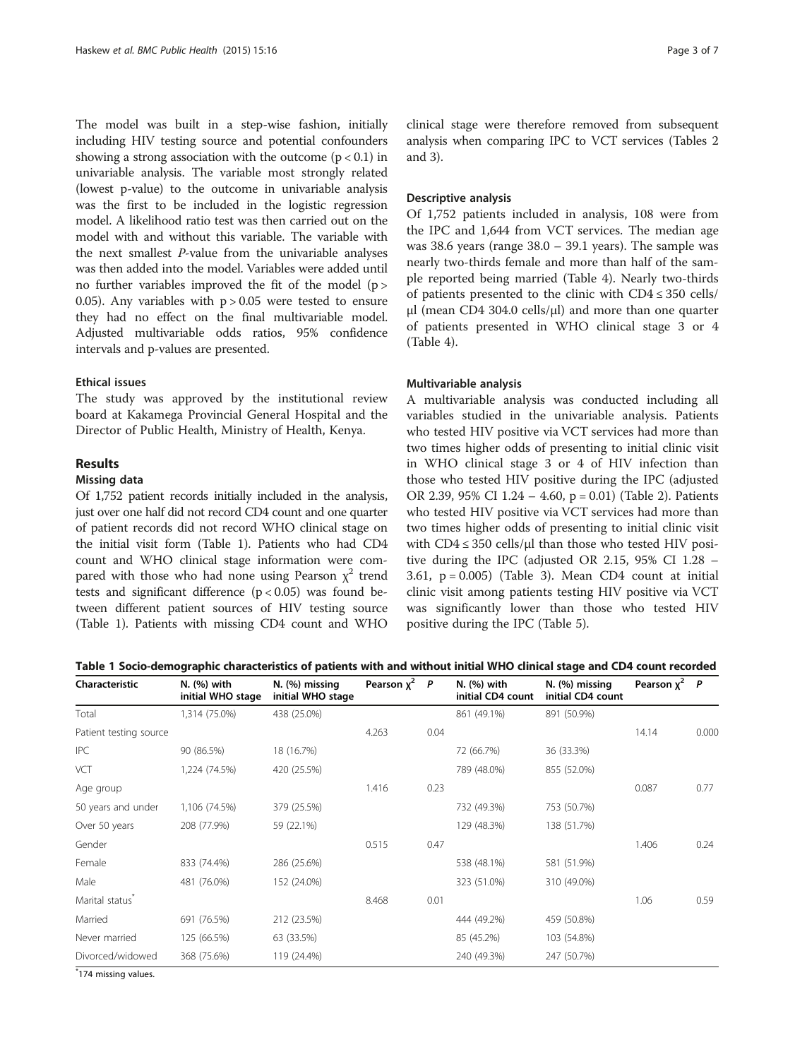The model was built in a step-wise fashion, initially including HIV testing source and potential confounders showing a strong association with the outcome ($p < 0.1$) in univariable analysis. The variable most strongly related (lowest p-value) to the outcome in univariable analysis was the first to be included in the logistic regression model. A likelihood ratio test was then carried out on the model with and without this variable. The variable with the next smallest *P*-value from the univariable analyses was then added into the model. Variables were added until no further variables improved the fit of the model ($p > 0.05$). Any variables with $p > 0.05$ were tested to ensure they had no effect on the final multivariable model. Adjusted multivariable odds ratios, 95% confidence intervals and p-values are presented.

### Ethical issues

The study was approved by the institutional review board at Kakamega Provincial General Hospital and the Director of Public Health, Ministry of Health, Kenya.

## Results

### Missing data

Of 1,752 patient records initially included in the analysis, just over one half did not record CD4 count and one quarter of patient records did not record WHO clinical stage on the initial visit form (Table 1). Patients who had CD4 count and WHO clinical stage information were compared with those who had none using Pearson $\chi^2$ trend tests and significant difference ($p < 0.05$) was found between different patient sources of HIV testing source (Table 1). Patients with missing CD4 count and WHO clinical stage were therefore removed from subsequent analysis when comparing IPC to VCT services (Tables 2 and 3).

### Descriptive analysis

Of 1,752 patients included in analysis, 108 were from the IPC and 1,644 from VCT services. The median age was 38.6 years (range 38.0 – 39.1 years). The sample was nearly two-thirds female and more than half of the sample reported being married (Table 4). Nearly two-thirds of patients presented to the clinic with CD4 ≤ 350 cells/μl (mean CD4 304.0 cells/μl) and more than one quarter of patients presented in WHO clinical stage 3 or 4 (Table 4).

### Multivariable analysis

A multivariable analysis was conducted including all variables studied in the univariable analysis. Patients who tested HIV positive via VCT services had more than two times higher odds of presenting to initial clinic visit in WHO clinical stage 3 or 4 of HIV infection than those who tested HIV positive during the IPC (adjusted OR 2.39, 95% CI 1.24 – 4.60, p = 0.01) (Table 2). Patients who tested HIV positive via VCT services had more than two times higher odds of presenting to initial clinic visit with CD4 ≤ 350 cells/μl than those who tested HIV positive during the IPC (adjusted OR 2.15, 95% CI 1.28 – 3.61, p = 0.005) (Table 3). Mean CD4 count at initial clinic visit among patients testing HIV positive via VCT was significantly lower than those who tested HIV positive during the IPC (Table 5).

**Table 1 Socio-demographic characteristics of patients with and without initial WHO clinical stage and CD4 count recorded**

| Characteristic | N. (%) with initial WHO stage | N. (%) missing initial WHO stage | Pearson $\chi^2$ | *P* | N. (%) with initial CD4 count | N. (%) missing initial CD4 count | Pearson $\chi^2$ | *P* |
|---|---|---|---|---|---|---|---|---|
| Total | 1,314 (75.0%) | 438 (25.0%) | | | 861 (49.1%) | 891 (50.9%) | | |
| Patient testing source | | | 4.263 | 0.04 | | | 14.14 | 0.000 |
| IPC | 90 (86.5%) | 18 (16.7%) | | | 72 (66.7%) | 36 (33.3%) | | |
| VCT | 1,224 (74.5%) | 420 (25.5%) | | | 789 (48.0%) | 855 (52.0%) | | |
| Age group | | | 1.416 | 0.23 | | | 0.087 | 0.77 |
| 50 years and under | 1,106 (74.5%) | 379 (25.5%) | | | 732 (49.3%) | 753 (50.7%) | | |
| Over 50 years | 208 (77.9%) | 59 (22.1%) | | | 129 (48.3%) | 138 (51.7%) | | |
| Gender | | | 0.515 | 0.47 | | | 1.406 | 0.24 |
| Female | 833 (74.4%) | 286 (25.6%) | | | 538 (48.1%) | 581 (51.9%) | | |
| Male | 481 (76.0%) | 152 (24.0%) | | | 323 (51.0%) | 310 (49.0%) | | |
| Marital status* | | | 8.468 | 0.01 | | | 1.06 | 0.59 |
| Married | 691 (76.5%) | 212 (23.5%) | | | 444 (49.2%) | 459 (50.8%) | | |
| Never married | 125 (66.5%) | 63 (33.5%) | | | 85 (45.2%) | 103 (54.8%) | | |
| Divorced/widowed | 368 (75.6%) | 119 (24.4%) | | | 240 (49.3%) | 247 (50.7%) | | |

*174 missing values.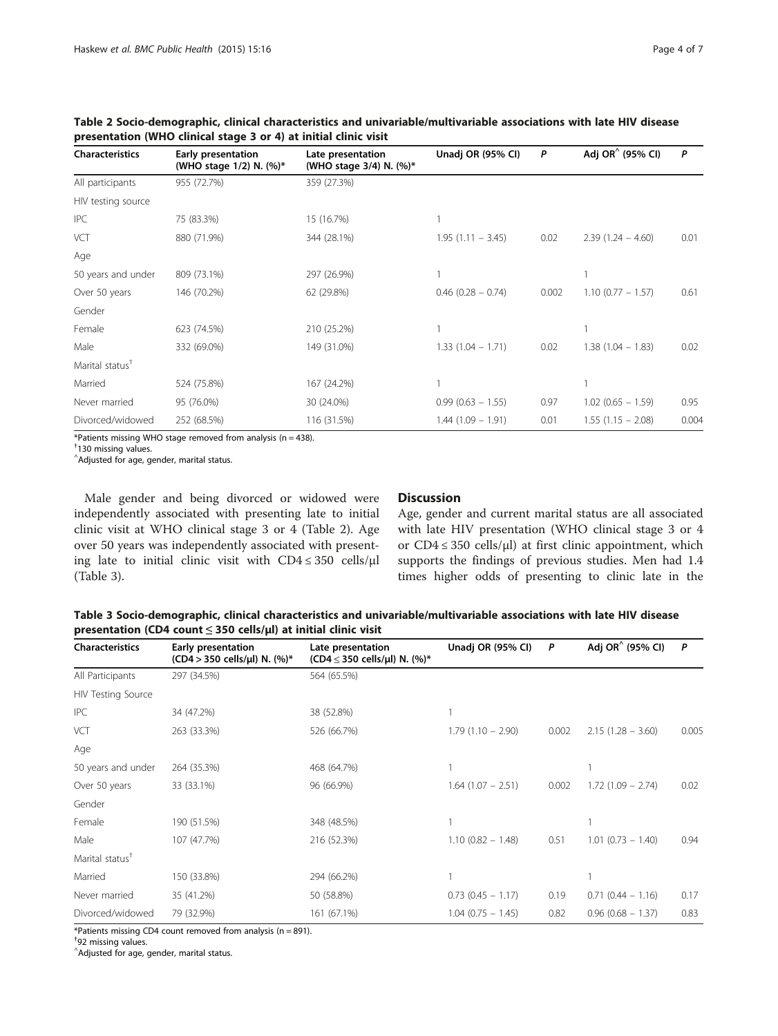**Table 2 Socio-demographic, clinical characteristics and univariable/multivariable associations with late HIV disease presentation (WHO clinical stage 3 or 4) at initial clinic visit**

| Characteristics | Early presentation (WHO stage 1/2) N. (%)* | Late presentation (WHO stage 3/4) N. (%)* | Unadj OR (95% CI) | P | Adj OR^ (95% CI) | P |
|---|---|---|---|---|---|---|
| All participants | 955 (72.7%) | 359 (27.3%) | | | | |
| HIV testing source | | | | | | |
| IPC | 75 (83.3%) | 15 (16.7%) | 1 | | | |
| VCT | 880 (71.9%) | 344 (28.1%) | 1.95 (1.11 – 3.45) | 0.02 | 2.39 (1.24 – 4.60) | 0.01 |
| Age | | | | | | |
| 50 years and under | 809 (73.1%) | 297 (26.9%) | 1 | | 1 | |
| Over 50 years | 146 (70.2%) | 62 (29.8%) | 0.46 (0.28 – 0.74) | 0.002 | 1.10 (0.77 – 1.57) | 0.61 |
| Gender | | | | | | |
| Female | 623 (74.5%) | 210 (25.2%) | 1 | | 1 | |
| Male | 332 (69.0%) | 149 (31.0%) | 1.33 (1.04 – 1.71) | 0.02 | 1.38 (1.04 – 1.83) | 0.02 |
| Marital status[†] | | | | | | |
| Married | 524 (75.8%) | 167 (24.2%) | 1 | | 1 | |
| Never married | 95 (76.0%) | 30 (24.0%) | 0.99 (0.63 – 1.55) | 0.97 | 1.02 (0.65 – 1.59) | 0.95 |
| Divorced/widowed | 252 (68.5%) | 116 (31.5%) | 1.44 (1.09 – 1.91) | 0.01 | 1.55 (1.15 – 2.08) | 0.004 |

*Patients missing WHO stage removed from analysis (n = 438).
[†]130 missing values.
^Adjusted for age, gender, marital status.

Male gender and being divorced or widowed were independently associated with presenting late to initial clinic visit at WHO clinical stage 3 or 4 (Table 2). Age over 50 years was independently associated with presenting late to initial clinic visit with CD4 ≤ 350 cells/μl (Table 3).

## Discussion

Age, gender and current marital status are all associated with late HIV presentation (WHO clinical stage 3 or 4 or CD4 ≤ 350 cells/μl) at first clinic appointment, which supports the findings of previous studies. Men had 1.4 times higher odds of presenting to clinic late in the

**Table 3 Socio-demographic, clinical characteristics and univariable/multivariable associations with late HIV disease presentation (CD4 count ≤ 350 cells/μl) at initial clinic visit**

| Characteristics | Early presentation (CD4 > 350 cells/μl) N. (%)* | Late presentation (CD4 ≤ 350 cells/μl) N. (%)* | Unadj OR (95% CI) | P | Adj OR^ (95% CI) | P |
|---|---|---|---|---|---|---|
| All Participants | 297 (34.5%) | 564 (65.5%) | | | | |
| HIV Testing Source | | | | | | |
| IPC | 34 (47.2%) | 38 (52.8%) | 1 | | | |
| VCT | 263 (33.3%) | 526 (66.7%) | 1.79 (1.10 – 2.90) | 0.002 | 2.15 (1.28 – 3.60) | 0.005 |
| Age | | | | | | |
| 50 years and under | 264 (35.3%) | 468 (64.7%) | 1 | | 1 | |
| Over 50 years | 33 (33.1%) | 96 (66.9%) | 1.64 (1.07 – 2.51) | 0.002 | 1.72 (1.09 – 2.74) | 0.02 |
| Gender | | | | | | |
| Female | 190 (51.5%) | 348 (48.5%) | 1 | | 1 | |
| Male | 107 (47.7%) | 216 (52.3%) | 1.10 (0.82 – 1.48) | 0.51 | 1.01 (0.73 – 1.40) | 0.94 |
| Marital status[†] | | | | | | |
| Married | 150 (33.8%) | 294 (66.2%) | 1 | | 1 | |
| Never married | 35 (41.2%) | 50 (58.8%) | 0.73 (0.45 – 1.17) | 0.19 | 0.71 (0.44 – 1.16) | 0.17 |
| Divorced/widowed | 79 (32.9%) | 161 (67.1%) | 1.04 (0.75 – 1.45) | 0.82 | 0.96 (0.68 – 1.37) | 0.83 |

*Patients missing CD4 count removed from analysis (n = 891).
[†]92 missing values.
^Adjusted for age, gender, marital status.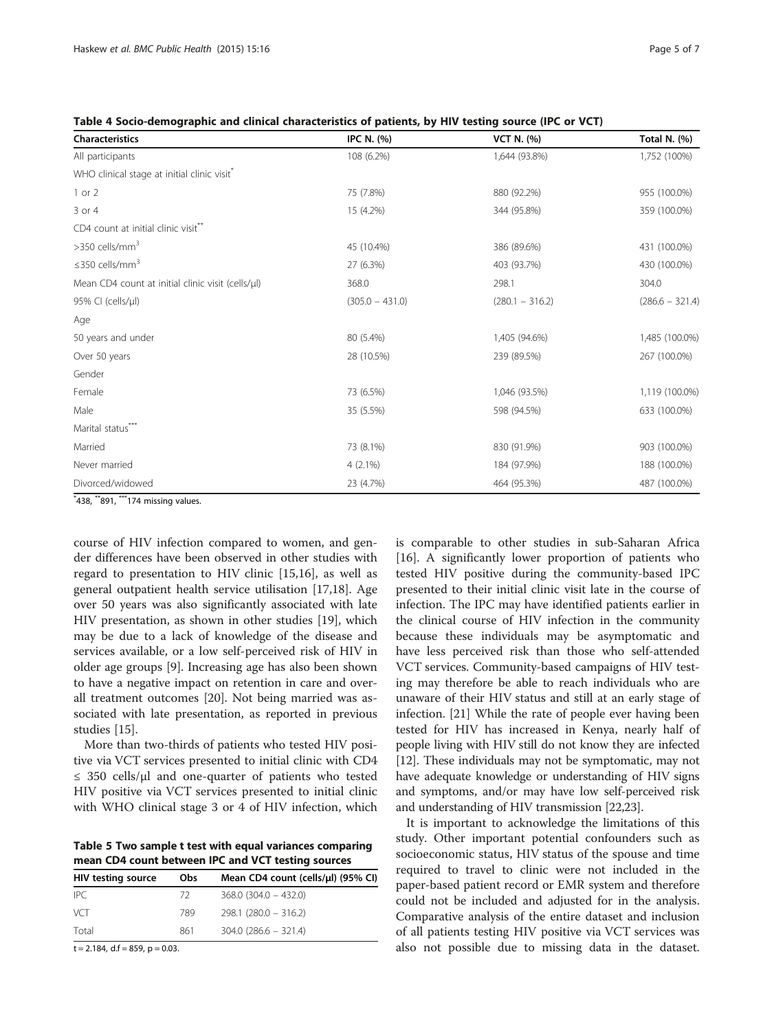**Table 4 Socio-demographic and clinical characteristics of patients, by HIV testing source (IPC or VCT)**

| Characteristics | IPC N. (%) | VCT N. (%) | Total N. (%) |
|---|---|---|---|
| All participants | 108 (6.2%) | 1,644 (93.8%) | 1,752 (100%) |
| WHO clinical stage at initial clinic visit* | | | |
| 1 or 2 | 75 (7.8%) | 880 (92.2%) | 955 (100.0%) |
| 3 or 4 | 15 (4.2%) | 344 (95.8%) | 359 (100.0%) |
| CD4 count at initial clinic visit** | | | |
| >350 cells/mm$^3$ | 45 (10.4%) | 386 (89.6%) | 431 (100.0%) |
| ≤350 cells/mm$^3$ | 27 (6.3%) | 403 (93.7%) | 430 (100.0%) |
| Mean CD4 count at initial clinic visit (cells/μl) | 368.0 | 298.1 | 304.0 |
| 95% CI (cells/μl) | (305.0 – 431.0) | (280.1 – 316.2) | (286.6 – 321.4) |
| Age | | | |
| 50 years and under | 80 (5.4%) | 1,405 (94.6%) | 1,485 (100.0%) |
| Over 50 years | 28 (10.5%) | 239 (89.5%) | 267 (100.0%) |
| Gender | | | |
| Female | 73 (6.5%) | 1,046 (93.5%) | 1,119 (100.0%) |
| Male | 35 (5.5%) | 598 (94.5%) | 633 (100.0%) |
| Marital status*** | | | |
| Married | 73 (8.1%) | 830 (91.9%) | 903 (100.0%) |
| Never married | 4 (2.1%) | 184 (97.9%) | 188 (100.0%) |
| Divorced/widowed | 23 (4.7%) | 464 (95.3%) | 487 (100.0%) |

*438, **891, ***174 missing values.

course of HIV infection compared to women, and gender differences have been observed in other studies with regard to presentation to HIV clinic [15,16], as well as general outpatient health service utilisation [17,18]. Age over 50 years was also significantly associated with late HIV presentation, as shown in other studies [19], which may be due to a lack of knowledge of the disease and services available, or a low self-perceived risk of HIV in older age groups [9]. Increasing age has also been shown to have a negative impact on retention in care and overall treatment outcomes [20]. Not being married was associated with late presentation, as reported in previous studies [15].

More than two-thirds of patients who tested HIV positive via VCT services presented to initial clinic with CD4 ≤ 350 cells/μl and one-quarter of patients who tested HIV positive via VCT services presented to initial clinic with WHO clinical stage 3 or 4 of HIV infection, which is comparable to other studies in sub-Saharan Africa [16]. A significantly lower proportion of patients who tested HIV positive during the community-based IPC presented to their initial clinic visit late in the course of infection. The IPC may have identified patients earlier in the clinical course of HIV infection in the community because these individuals may be asymptomatic and have less perceived risk than those who self-attended VCT services. Community-based campaigns of HIV testing may therefore be able to reach individuals who are unaware of their HIV status and still at an early stage of infection. [21] While the rate of people ever having been tested for HIV has increased in Kenya, nearly half of people living with HIV still do not know they are infected [12]. These individuals may not be symptomatic, may not have adequate knowledge or understanding of HIV signs and symptoms, and/or may have low self-perceived risk and understanding of HIV transmission [22,23].

**Table 5 Two sample t test with equal variances comparing mean CD4 count between IPC and VCT testing sources**

| HIV testing source | Obs | Mean CD4 count (cells/μl) (95% CI) |
|---|---|---|
| IPC | 72 | 368.0 (304.0 – 432.0) |
| VCT | 789 | 298.1 (280.0 – 316.2) |
| Total | 861 | 304.0 (286.6 – 321.4) |

$t = 2.184$, d.f = 859, $p = 0.03$.

It is important to acknowledge the limitations of this study. Other important potential confounders such as socioeconomic status, HIV status of the spouse and time required to travel to clinic were not included in the paper-based patient record or EMR system and therefore could not be included and adjusted for in the analysis. Comparative analysis of the entire dataset and inclusion of all patients testing HIV positive via VCT services was also not possible due to missing data in the dataset.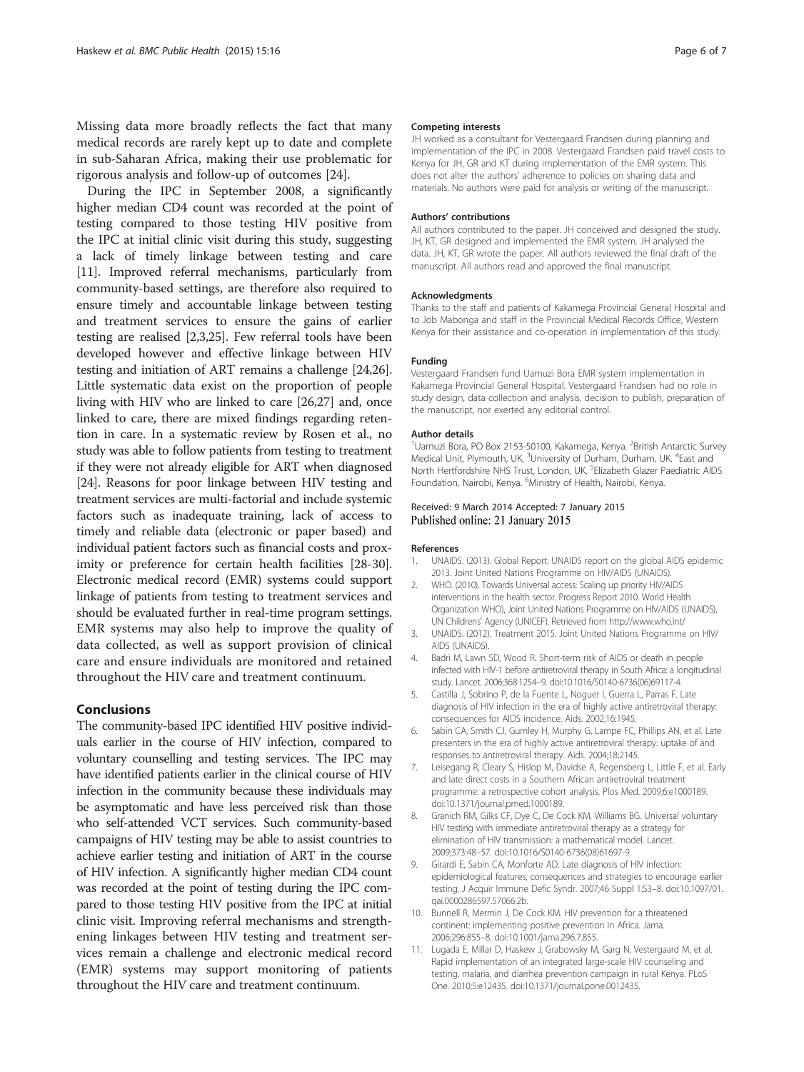Missing data more broadly reflects the fact that many medical records are rarely kept up to date and complete in sub-Saharan Africa, making their use problematic for rigorous analysis and follow-up of outcomes [24].

During the IPC in September 2008, a significantly higher median CD4 count was recorded at the point of testing compared to those testing HIV positive from the IPC at initial clinic visit during this study, suggesting a lack of timely linkage between testing and care [11]. Improved referral mechanisms, particularly from community-based settings, are therefore also required to ensure timely and accountable linkage between testing and treatment services to ensure the gains of earlier testing are realised [2,3,25]. Few referral tools have been developed however and effective linkage between HIV testing and initiation of ART remains a challenge [24,26]. Little systematic data exist on the proportion of people living with HIV who are linked to care [26,27] and, once linked to care, there are mixed findings regarding retention in care. In a systematic review by Rosen et al., no study was able to follow patients from testing to treatment if they were not already eligible for ART when diagnosed [24]. Reasons for poor linkage between HIV testing and treatment services are multi-factorial and include systemic factors such as inadequate training, lack of access to timely and reliable data (electronic or paper based) and individual patient factors such as financial costs and proximity or preference for certain health facilities [28-30]. Electronic medical record (EMR) systems could support linkage of patients from testing to treatment services and should be evaluated further in real-time program settings. EMR systems may also help to improve the quality of data collected, as well as support provision of clinical care and ensure individuals are monitored and retained throughout the HIV care and treatment continuum.

## Conclusions

The community-based IPC identified HIV positive individuals earlier in the course of HIV infection, compared to voluntary counselling and testing services. The IPC may have identified patients earlier in the clinical course of HIV infection in the community because these individuals may be asymptomatic and have less perceived risk than those who self-attended VCT services. Such community-based campaigns of HIV testing may be able to assist countries to achieve earlier testing and initiation of ART in the course of HIV infection. A significantly higher median CD4 count was recorded at the point of testing during the IPC compared to those testing HIV positive from the IPC at initial clinic visit. Improving referral mechanisms and strengthening linkages between HIV testing and treatment services remain a challenge and electronic medical record (EMR) systems may support monitoring of patients throughout the HIV care and treatment continuum.

#### Competing interests

JH worked as a consultant for Vestergaard Frandsen during planning and implementation of the IPC in 2008. Vestergaard Frandsen paid travel costs to Kenya for JH, GR and KT during implementation of the EMR system. This does not alter the authors' adherence to policies on sharing data and materials. No authors were paid for analysis or writing of the manuscript.

#### Authors' contributions

All authors contributed to the paper. JH conceived and designed the study. JH, KT, GR designed and implemented the EMR system. JH analysed the data. JH, KT, GR wrote the paper. All authors reviewed the final draft of the manuscript. All authors read and approved the final manuscript.

#### Acknowledgments

Thanks to the staff and patients of Kakamega Provincial General Hospital and to Job Mabonga and staff in the Provincial Medical Records Office, Western Kenya for their assistance and co-operation in implementation of this study.

#### Funding

Vestergaard Frandsen fund Uamuzi Bora EMR system implementation in Kakamega Provincial General Hospital. Vestergaard Frandsen had no role in study design, data collection and analysis, decision to publish, preparation of the manuscript, nor exerted any editorial control.

#### Author details

[1]Uamuzi Bora, PO Box 2153-50100, Kakamega, Kenya. [2]British Antarctic Survey Medical Unit, Plymouth, UK. [3]University of Durham, Durham, UK. [4]East and North Hertfordshire NHS Trust, London, UK. [5]Elizabeth Glazer Paediatric AIDS Foundation, Nairobi, Kenya. [6]Ministry of Health, Nairobi, Kenya.

Received: 9 March 2014 Accepted: 7 January 2015
Published online: 21 January 2015

#### References

1. UNAIDS. (2013). Global Report: UNAIDS report on the global AIDS epidemic 2013. Joint United Nations Programme on HIV/AIDS (UNAIDS).
2. WHO. (2010). Towards Universal access: Scaling up priority HIV/AIDS interventions in the health sector. Progress Report 2010. World Health Organization WHO), Joint United Nations Programme on HIV/AIDS (UNAIDS), UN Childrens' Agency (UNICEF). Retrieved from http://www.who.int/
3. UNAIDS. (2012). Treatment 2015. Joint United Nations Programme on HIV/ AIDS (UNAIDS).
4. Badri M, Lawn SD, Wood R. Short-term risk of AIDS or death in people infected with HIV-1 before antiretroviral therapy in South Africa: a longitudinal study. Lancet. 2006;368:1254–9. doi:10.1016/S0140-6736(06)69117-4.
5. Castilla J, Sobrino P, de la Fuente L, Noguer I, Guerra L, Parras F. Late diagnosis of HIV infection in the era of highly active antiretroviral therapy: consequences for AIDS incidence. Aids. 2002;16:1945.
6. Sabin CA, Smith CJ, Gumley H, Murphy G, Lampe FC, Phillips AN, et al. Late presenters in the era of highly active antiretroviral therapy: uptake of and responses to antiretroviral therapy. Aids. 2004;18:2145.
7. Leisegang R, Cleary S, Hislop M, Davidse A, Regensberg L, Little F, et al. Early and late direct costs in a Southern African antiretroviral treatment programme: a retrospective cohort analysis. Plos Med. 2009;6:e1000189. doi:10.1371/journal.pmed.1000189.
8. Granich RM, Gilks CF, Dye C, De Cock KM, Williams BG. Universal voluntary HIV testing with immediate antiretroviral therapy as a strategy for elimination of HIV transmission: a mathematical model. Lancet. 2009;373:48–57. doi:10.1016/S0140-6736(08)61697-9.
9. Girardi E, Sabin CA, Monforte AD. Late diagnosis of HIV infection: epidemiological features, consequences and strategies to encourage earlier testing. J Acquir Immune Defic Syndr. 2007;46 Suppl 1:S3–8. doi:10.1097/01.qai.0000286597.57066.2b.
10. Bunnell R, Mermin J, De Cock KM. HIV prevention for a threatened continent: implementing positive prevention in Africa. Jama. 2006;296:855–8. doi:10.1001/jama.296.7.855.
11. Lugada E, Millar D, Haskew J, Grabowsky M, Garg N, Vestergaard M, et al. Rapid implementation of an integrated large-scale HIV counseling and testing, malaria, and diarrhea prevention campaign in rural Kenya. PLoS One. 2010;5:e12435. doi:10.1371/journal.pone.0012435.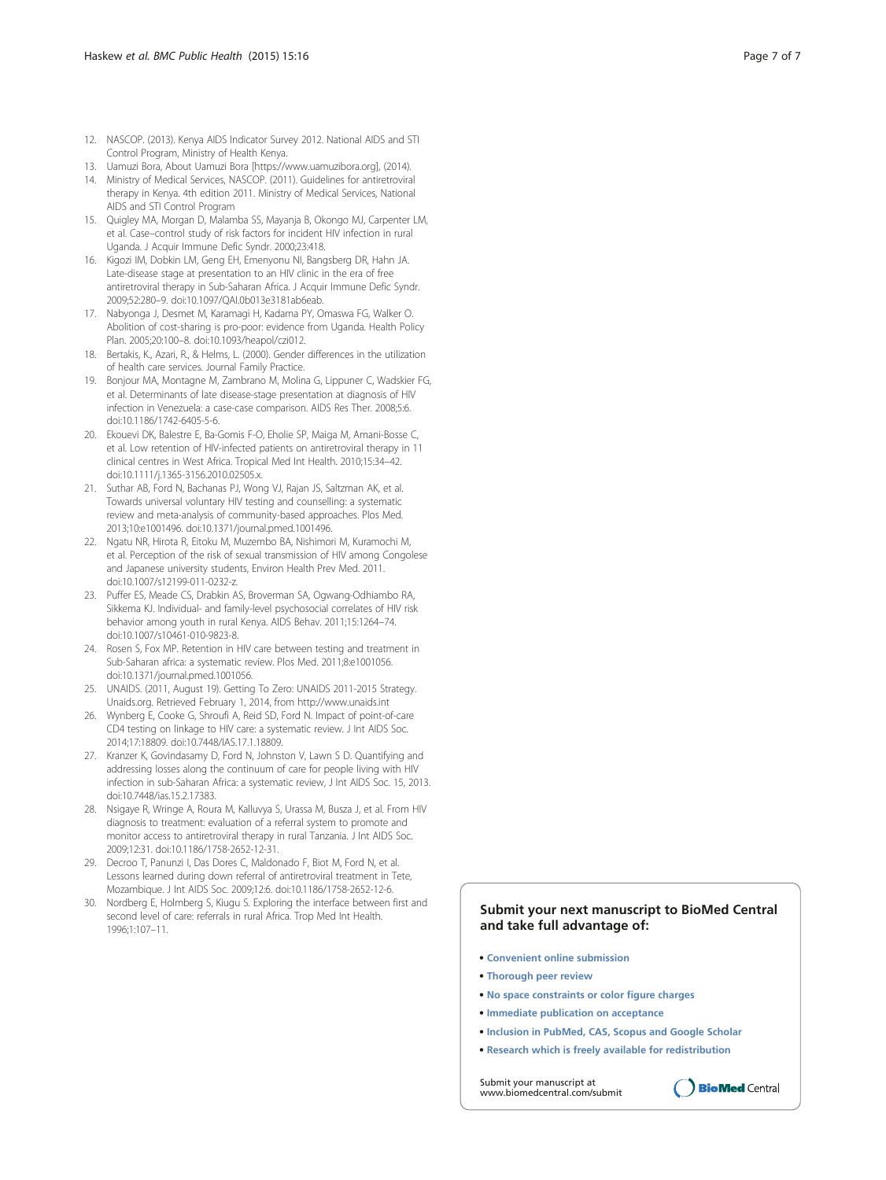12. NASCOP. (2013). Kenya AIDS Indicator Survey 2012. National AIDS and STI Control Program, Ministry of Health Kenya.
13. Uamuzi Bora, About Uamuzi Bora [https://www.uamuzibora.org], (2014).
14. Ministry of Medical Services, NASCOP. (2011). Guidelines for antiretroviral therapy in Kenya. 4th edition 2011. Ministry of Medical Services, National AIDS and STI Control Program
15. Quigley MA, Morgan D, Malamba SS, Mayanja B, Okongo MJ, Carpenter LM, et al. Case–control study of risk factors for incident HIV infection in rural Uganda. J Acquir Immune Defic Syndr. 2000;23:418.
16. Kigozi IM, Dobkin LM, Geng EH, Emenyonu NI, Bangsberg DR, Hahn JA. Late-disease stage at presentation to an HIV clinic in the era of free antiretroviral therapy in Sub-Saharan Africa. J Acquir Immune Defic Syndr. 2009;52:280–9. doi:10.1097/QAI.0b013e3181ab6eab.
17. Nabyonga J, Desmet M, Karamagi H, Kadama PY, Omaswa FG, Walker O. Abolition of cost-sharing is pro-poor: evidence from Uganda. Health Policy Plan. 2005;20:100–8. doi:10.1093/heapol/czi012.
18. Bertakis, K., Azari, R., & Helms, L. (2000). Gender differences in the utilization of health care services. Journal Family Practice.
19. Bonjour MA, Montagne M, Zambrano M, Molina G, Lippuner C, Wadskier FG, et al. Determinants of late disease-stage presentation at diagnosis of HIV infection in Venezuela: a case-case comparison. AIDS Res Ther. 2008;5:6. doi:10.1186/1742-6405-5-6.
20. Ekouevi DK, Balestre E, Ba-Gomis F-O, Eholie SP, Maiga M, Amani-Bosse C, et al. Low retention of HIV-infected patients on antiretroviral therapy in 11 clinical centres in West Africa. Tropical Med Int Health. 2010;15:34–42. doi:10.1111/j.1365-3156.2010.02505.x.
21. Suthar AB, Ford N, Bachanas PJ, Wong VJ, Rajan JS, Saltzman AK, et al. Towards universal voluntary HIV testing and counselling: a systematic review and meta-analysis of community-based approaches. Plos Med. 2013;10:e1001496. doi:10.1371/journal.pmed.1001496.
22. Ngatu NR, Hirota R, Eitoku M, Muzembo BA, Nishimori M, Kuramochi M, et al. Perception of the risk of sexual transmission of HIV among Congolese and Japanese university students, Environ Health Prev Med. 2011. doi:10.1007/s12199-011-0232-z.
23. Puffer ES, Meade CS, Drabkin AS, Broverman SA, Ogwang-Odhiambo RA, Sikkema KJ. Individual- and family-level psychosocial correlates of HIV risk behavior among youth in rural Kenya. AIDS Behav. 2011;15:1264–74. doi:10.1007/s10461-010-9823-8.
24. Rosen S, Fox MP. Retention in HIV care between testing and treatment in Sub-Saharan africa: a systematic review. Plos Med. 2011;8:e1001056. doi:10.1371/journal.pmed.1001056.
25. UNAIDS. (2011, August 19). Getting To Zero: UNAIDS 2011-2015 Strategy. Unaids.org. Retrieved February 1, 2014, from http://www.unaids.int
26. Wynberg E, Cooke G, Shroufi A, Reid SD, Ford N. Impact of point-of-care CD4 testing on linkage to HIV care: a systematic review. J Int AIDS Soc. 2014;17:18809. doi:10.7448/IAS.17.1.18809.
27. Kranzer K, Govindasamy D, Ford N, Johnston V, Lawn S D. Quantifying and addressing losses along the continuum of care for people living with HIV infection in sub-Saharan Africa: a systematic review, J Int AIDS Soc. 15, 2013. doi:10.7448/ias.15.2.17383.
28. Nsigaye R, Wringe A, Roura M, Kalluvya S, Urassa M, Busza J, et al. From HIV diagnosis to treatment: evaluation of a referral system to promote and monitor access to antiretroviral therapy in rural Tanzania. J Int AIDS Soc. 2009;12:31. doi:10.1186/1758-2652-12-31.
29. Decroo T, Panunzi I, Das Dores C, Maldonado F, Biot M, Ford N, et al. Lessons learned during down referral of antiretroviral treatment in Tete, Mozambique. J Int AIDS Soc. 2009;12:6. doi:10.1186/1758-2652-12-6.
30. Nordberg E, Holmberg S, Kiugu S. Exploring the interface between first and second level of care: referrals in rural Africa. Trop Med Int Health. 1996;1:107–11.

**Submit your next manuscript to BioMed Central and take full advantage of:**

- **Convenient online submission**
- **Thorough peer review**
- **No space constraints or color figure charges**
- **Immediate publication on acceptance**
- **Inclusion in PubMed, CAS, Scopus and Google Scholar**
- **Research which is freely available for redistribution**

Submit your manuscript at
www.biomedcentral.com/submit

BioMed Central